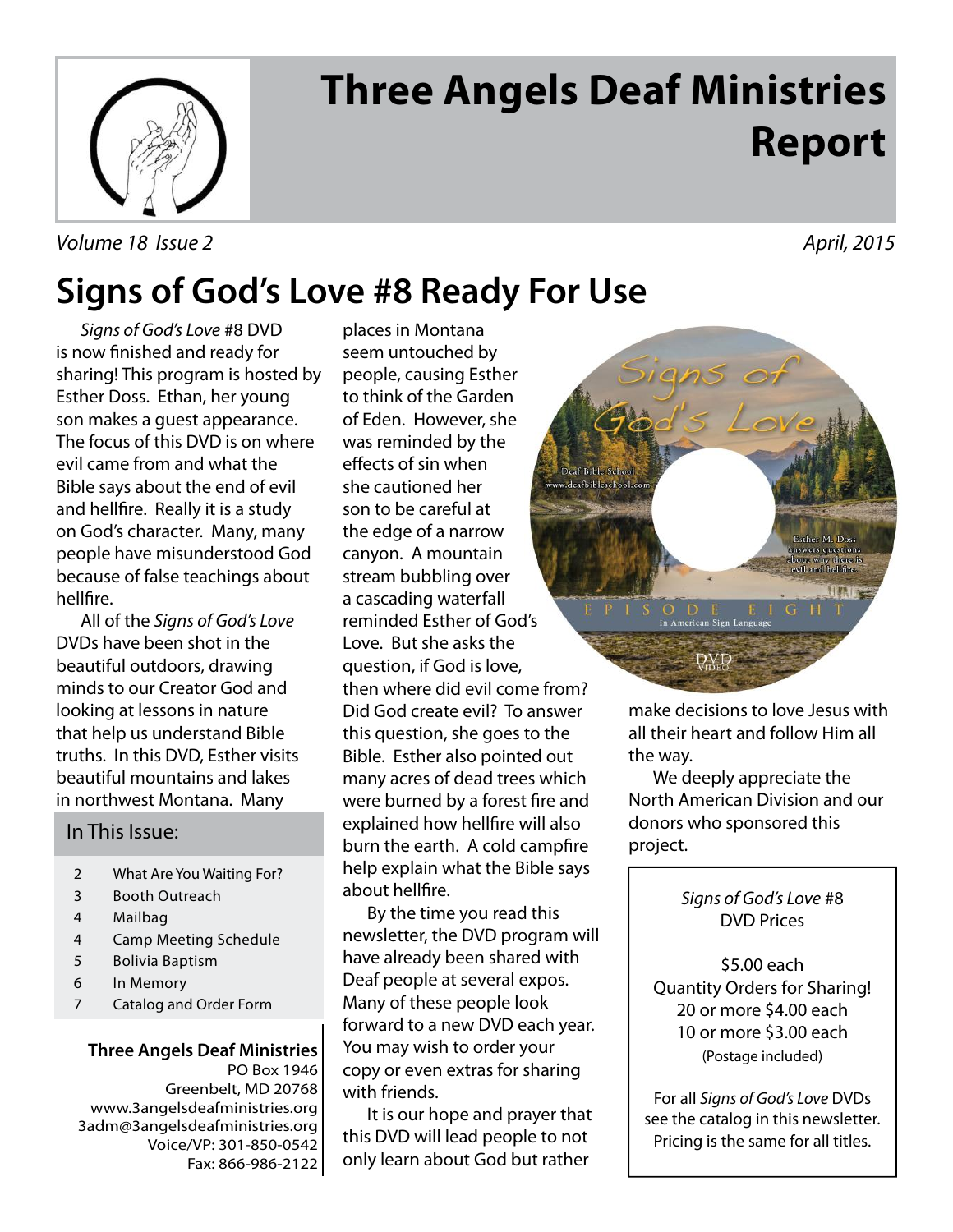# Three Angels Deaf Ministries Report

*Volume 18 Issue 2* *April, 2015*

## Signs of God's Love #8 Ready For Use

*Signs of God's Love* #8 DVD is now finished and ready for sharing! This program is hosted by Esther Doss. Ethan, her young son makes a guest appearance. The focus of this DVD is on where evil came from and what the Bible says about the end of evil and hellfire. Really it is a study on God's character. Many, many people have misunderstood God because of false teachings about hellfire.

All of the *Signs of God's Love* DVDs have been shot in the beautiful outdoors, drawing minds to our Creator God and looking at lessons in nature that help us understand Bible truths. In this DVD, Esther visits beautiful mountains and lakes in northwest Montana. Many places in Montana seem untouched by people, causing Esther to think of the Garden of Eden. However, she was reminded by the effects of sin when she cautioned her son to be careful at the edge of a narrow canyon. A mountain stream bubbling over a cascading waterfall reminded Esther of God's Love. But she asks the question, if God is love, then where did evil come from? Did God create evil? To answer this question, she goes to the Bible. Esther also pointed out many acres of dead trees which were burned by a forest fire and explained how hellfire will also burn the earth. A cold campfire help explain what the Bible says about hellfire.

By the time you read this newsletter, the DVD program will have already been shared with Deaf people at several expos. Many of these people look forward to a new DVD each year. You may wish to order your copy or even extras for sharing with friends.

It is our hope and prayer that this DVD will lead people to not only learn about God but rather make decisions to love Jesus with all their heart and follow Him all the way.

We deeply appreciate the North American Division and our donors who sponsored this project.

*Signs of God's Love* #8
DVD Prices

$5.00 each
Quantity Orders for Sharing!
20 or more $4.00 each
10 or more $3.00 each
(Postage included)

For all *Signs of God's Love* DVDs see the catalog in this newsletter. Pricing is the same for all titles.

### In This Issue:

| | |
|---|---|
| 2 | What Are You Waiting For? |
| 3 | Booth Outreach |
| 4 | Mailbag |
| 4 | Camp Meeting Schedule |
| 5 | Bolivia Baptism |
| 6 | In Memory |
| 7 | Catalog and Order Form |

**Three Angels Deaf Ministries**
PO Box 1946
Greenbelt, MD 20768
www.3angelsdeafministries.org
3adm@3angelsdeafministries.org
Voice/VP: 301-850-0542
Fax: 866-986-2122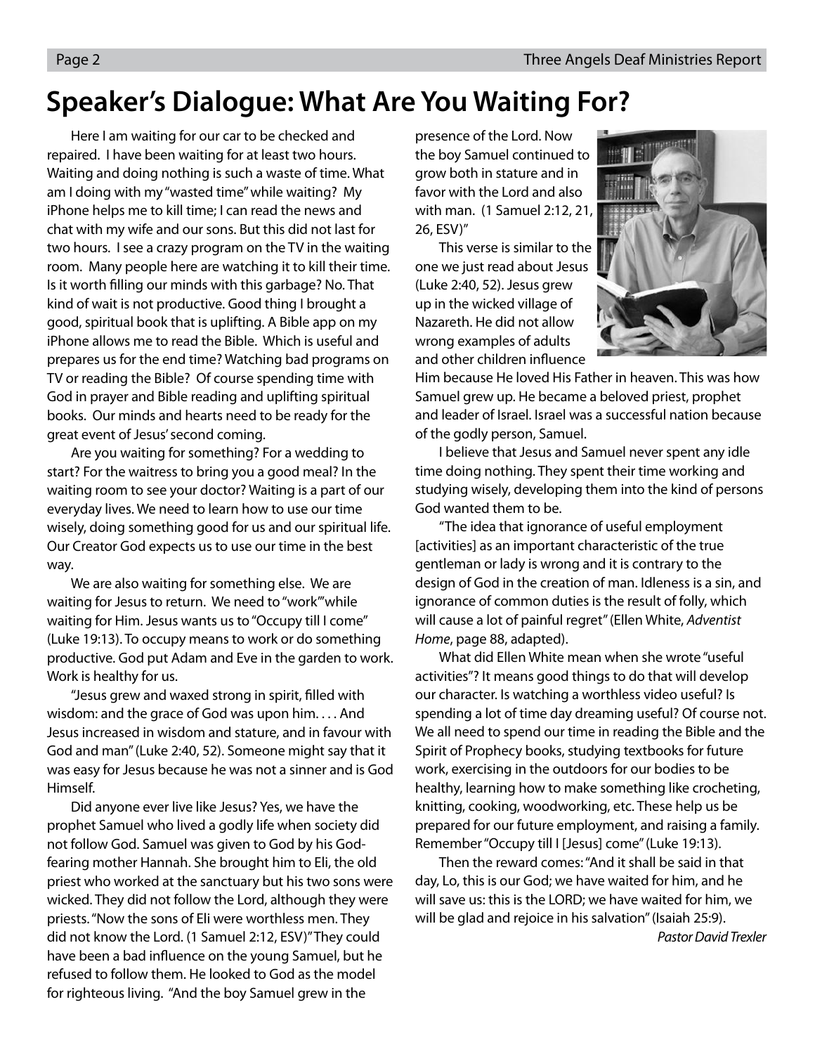# Speaker's Dialogue: What Are You Waiting For?

Here I am waiting for our car to be checked and repaired. I have been waiting for at least two hours. Waiting and doing nothing is such a waste of time. What am I doing with my "wasted time" while waiting? My iPhone helps me to kill time; I can read the news and chat with my wife and our sons. But this did not last for two hours. I see a crazy program on the TV in the waiting room. Many people here are watching it to kill their time. Is it worth filling our minds with this garbage? No. That kind of wait is not productive. Good thing I brought a good, spiritual book that is uplifting. A Bible app on my iPhone allows me to read the Bible. Which is useful and prepares us for the end time? Watching bad programs on TV or reading the Bible? Of course spending time with God in prayer and Bible reading and uplifting spiritual books. Our minds and hearts need to be ready for the great event of Jesus' second coming.

Are you waiting for something? For a wedding to start? For the waitress to bring you a good meal? In the waiting room to see your doctor? Waiting is a part of our everyday lives. We need to learn how to use our time wisely, doing something good for us and our spiritual life. Our Creator God expects us to use our time in the best way.

We are also waiting for something else. We are waiting for Jesus to return. We need to "work"' while waiting for Him. Jesus wants us to "Occupy till I come" (Luke 19:13). To occupy means to work or do something productive. God put Adam and Eve in the garden to work. Work is healthy for us.

"Jesus grew and waxed strong in spirit, filled with wisdom: and the grace of God was upon him. . . . And Jesus increased in wisdom and stature, and in favour with God and man" (Luke 2:40, 52). Someone might say that it was easy for Jesus because he was not a sinner and is God Himself.

Did anyone ever live like Jesus? Yes, we have the prophet Samuel who lived a godly life when society did not follow God. Samuel was given to God by his God-fearing mother Hannah. She brought him to Eli, the old priest who worked at the sanctuary but his two sons were wicked. They did not follow the Lord, although they were priests. "Now the sons of Eli were worthless men. They did not know the Lord. (1 Samuel 2:12, ESV)" They could have been a bad influence on the young Samuel, but he refused to follow them. He looked to God as the model for righteous living. "And the boy Samuel grew in the presence of the Lord. Now the boy Samuel continued to grow both in stature and in favor with the Lord and also with man. (1 Samuel 2:12, 21, 26, ESV)"

This verse is similar to the one we just read about Jesus (Luke 2:40, 52). Jesus grew up in the wicked village of Nazareth. He did not allow wrong examples of adults and other children influence Him because He loved His Father in heaven. This was how Samuel grew up. He became a beloved priest, prophet and leader of Israel. Israel was a successful nation because of the godly person, Samuel.

I believe that Jesus and Samuel never spent any idle time doing nothing. They spent their time working and studying wisely, developing them into the kind of persons God wanted them to be.

"The idea that ignorance of useful employment [activities] as an important characteristic of the true gentleman or lady is wrong and it is contrary to the design of God in the creation of man. Idleness is a sin, and ignorance of common duties is the result of folly, which will cause a lot of painful regret" (Ellen White, *Adventist Home*, page 88, adapted).

What did Ellen White mean when she wrote "useful activities"? It means good things to do that will develop our character. Is watching a worthless video useful? Is spending a lot of time day dreaming useful? Of course not. We all need to spend our time in reading the Bible and the Spirit of Prophecy books, studying textbooks for future work, exercising in the outdoors for our bodies to be healthy, learning how to make something like crocheting, knitting, cooking, woodworking, etc. These help us be prepared for our future employment, and raising a family. Remember "Occupy till I [Jesus] come" (Luke 19:13).

Then the reward comes: "And it shall be said in that day, Lo, this is our God; we have waited for him, and he will save us: this is the LORD; we have waited for him, we will be glad and rejoice in his salvation" (Isaiah 25:9).

*Pastor David Trexler*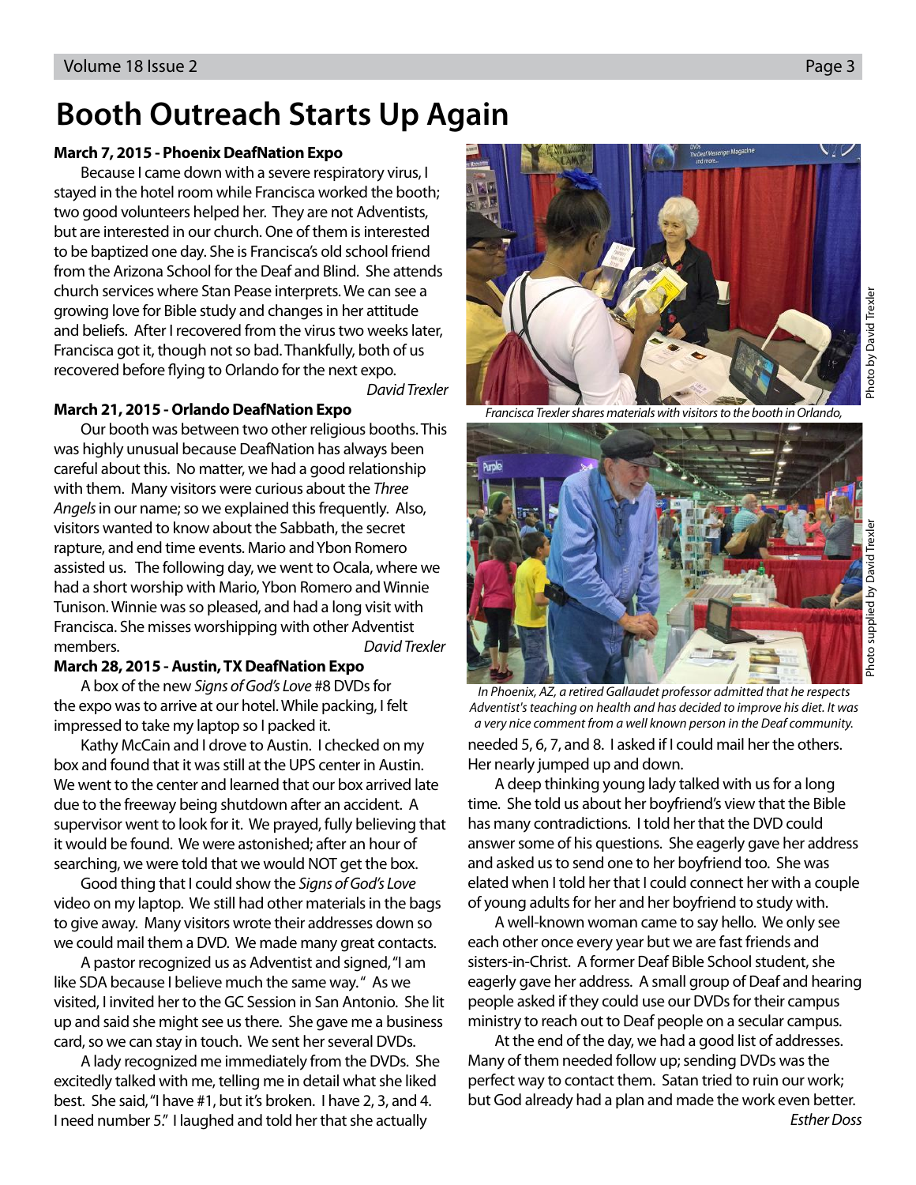# Booth Outreach Starts Up Again

**March 7, 2015 - Phoenix DeafNation Expo**

Because I came down with a severe respiratory virus, I stayed in the hotel room while Francisca worked the booth; two good volunteers helped her. They are not Adventists, but are interested in our church. One of them is interested to be baptized one day. She is Francisca's old school friend from the Arizona School for the Deaf and Blind. She attends church services where Stan Pease interprets. We can see a growing love for Bible study and changes in her attitude and beliefs. After I recovered from the virus two weeks later, Francisca got it, though not so bad. Thankfully, both of us recovered before flying to Orlando for the next expo.

*David Trexler*

**March 21, 2015 - Orlando DeafNation Expo**

Our booth was between two other religious booths. This was highly unusual because DeafNation has always been careful about this. No matter, we had a good relationship with them. Many visitors were curious about the *Three Angels* in our name; so we explained this frequently. Also, visitors wanted to know about the Sabbath, the secret rapture, and end time events. Mario and Ybon Romero assisted us. The following day, we went to Ocala, where we had a short worship with Mario, Ybon Romero and Winnie Tunison. Winnie was so pleased, and had a long visit with Francisca. She misses worshipping with other Adventist members.

*David Trexler*

**March 28, 2015 - Austin, TX DeafNation Expo**

A box of the new *Signs of God's Love* #8 DVDs for the expo was to arrive at our hotel. While packing, I felt impressed to take my laptop so I packed it.

Kathy McCain and I drove to Austin. I checked on my box and found that it was still at the UPS center in Austin. We went to the center and learned that our box arrived late due to the freeway being shutdown after an accident. A supervisor went to look for it. We prayed, fully believing that it would be found. We were astonished; after an hour of searching, we were told that we would NOT get the box.

Good thing that I could show the *Signs of God's Love* video on my laptop. We still had other materials in the bags to give away. Many visitors wrote their addresses down so we could mail them a DVD. We made many great contacts.

A pastor recognized us as Adventist and signed, "I am like SDA because I believe much the same way." As we visited, I invited her to the GC Session in San Antonio. She lit up and said she might see us there. She gave me a business card, so we can stay in touch. We sent her several DVDs.

A lady recognized me immediately from the DVDs. She excitedly talked with me, telling me in detail what she liked best. She said, "I have #1, but it's broken. I have 2, 3, and 4. I need number 5." I laughed and told her that she actually needed 5, 6, 7, and 8. I asked if I could mail her the others. Her nearly jumped up and down.

*Francisca Trexler shares materials with visitors to the booth in Orlando,*

Photo by David Trexler

*In Phoenix, AZ, a retired Gallaudet professor admitted that he respects Adventist's teaching on health and has decided to improve his diet. It was a very nice comment from a well known person in the Deaf community.*

Photo supplied by David Trexler

A deep thinking young lady talked with us for a long time. She told us about her boyfriend's view that the Bible has many contradictions. I told her that the DVD could answer some of his questions. She eagerly gave her address and asked us to send one to her boyfriend too. She was elated when I told her that I could connect her with a couple of young adults for her and her boyfriend to study with.

A well-known woman came to say hello. We only see each other once every year but we are fast friends and sisters-in-Christ. A former Deaf Bible School student, she eagerly gave her address. A small group of Deaf and hearing people asked if they could use our DVDs for their campus ministry to reach out to Deaf people on a secular campus.

At the end of the day, we had a good list of addresses. Many of them needed follow up; sending DVDs was the perfect way to contact them. Satan tried to ruin our work; but God already had a plan and made the work even better.

*Esther Doss*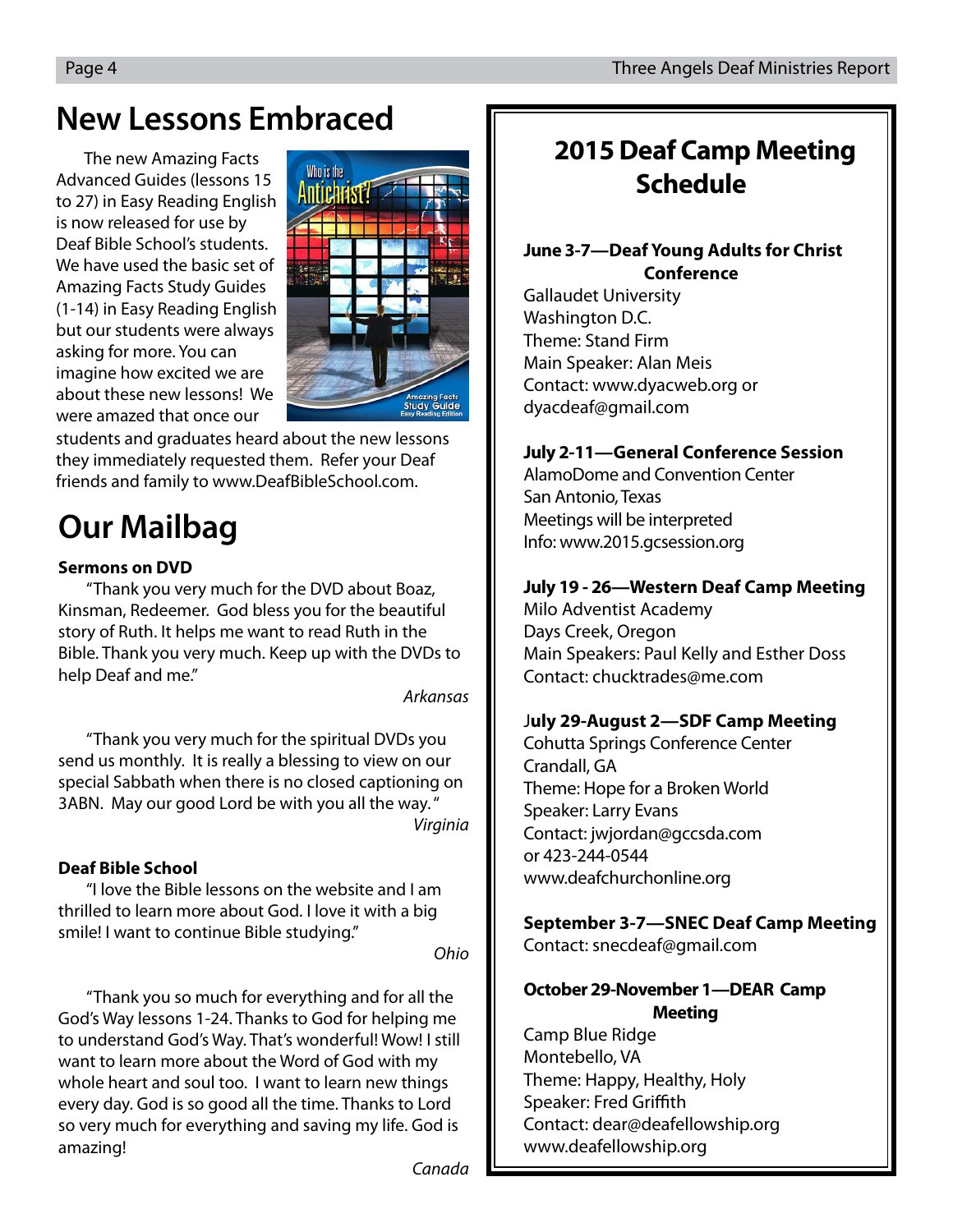## New Lessons Embraced

The new Amazing Facts Advanced Guides (lessons 15 to 27) in Easy Reading English is now released for use by Deaf Bible School's students. We have used the basic set of Amazing Facts Study Guides (1-14) in Easy Reading English but our students were always asking for more. You can imagine how excited we are about these new lessons! We were amazed that once our students and graduates heard about the new lessons they immediately requested them. Refer your Deaf friends and family to www.DeafBibleSchool.com.

## Our Mailbag

**Sermons on DVD**

"Thank you very much for the DVD about Boaz, Kinsman, Redeemer. God bless you for the beautiful story of Ruth. It helps me want to read Ruth in the Bible. Thank you very much. Keep up with the DVDs to help Deaf and me."

*Arkansas*

"Thank you very much for the spiritual DVDs you send us monthly. It is really a blessing to view on our special Sabbath when there is no closed captioning on 3ABN. May our good Lord be with you all the way."

*Virginia*

**Deaf Bible School**

"I love the Bible lessons on the website and I am thrilled to learn more about God. I love it with a big smile! I want to continue Bible studying."

*Ohio*

"Thank you so much for everything and for all the God's Way lessons 1-24. Thanks to God for helping me to understand God's Way. That's wonderful! Wow! I still want to learn more about the Word of God with my whole heart and soul too. I want to learn new things every day. God is so good all the time. Thanks to Lord so very much for everything and saving my life. God is amazing!

*Canada*

## 2015 Deaf Camp Meeting Schedule

**June 3-7—Deaf Young Adults for Christ Conference**
Gallaudet University
Washington D.C.
Theme: Stand Firm
Main Speaker: Alan Meis
Contact: www.dyacweb.org or dyacdeaf@gmail.com

**July 2-11—General Conference Session**
AlamoDome and Convention Center
San Antonio, Texas
Meetings will be interpreted
Info: www.2015.gcsession.org

**July 19 - 26—Western Deaf Camp Meeting**
Milo Adventist Academy
Days Creek, Oregon
Main Speakers: Paul Kelly and Esther Doss
Contact: chucktrades@me.com

**July 29-August 2—SDF Camp Meeting**
Cohutta Springs Conference Center
Crandall, GA
Theme: Hope for a Broken World
Speaker: Larry Evans
Contact: jwjordan@gccsda.com or 423-244-0544
www.deafchurchonline.org

**September 3-7—SNEC Deaf Camp Meeting**
Contact: snecdeaf@gmail.com

**October 29-November 1—DEAR Camp Meeting**
Camp Blue Ridge
Montebello, VA
Theme: Happy, Healthy, Holy
Speaker: Fred Griffith
Contact: dear@deafellowship.org
www.deafellowship.org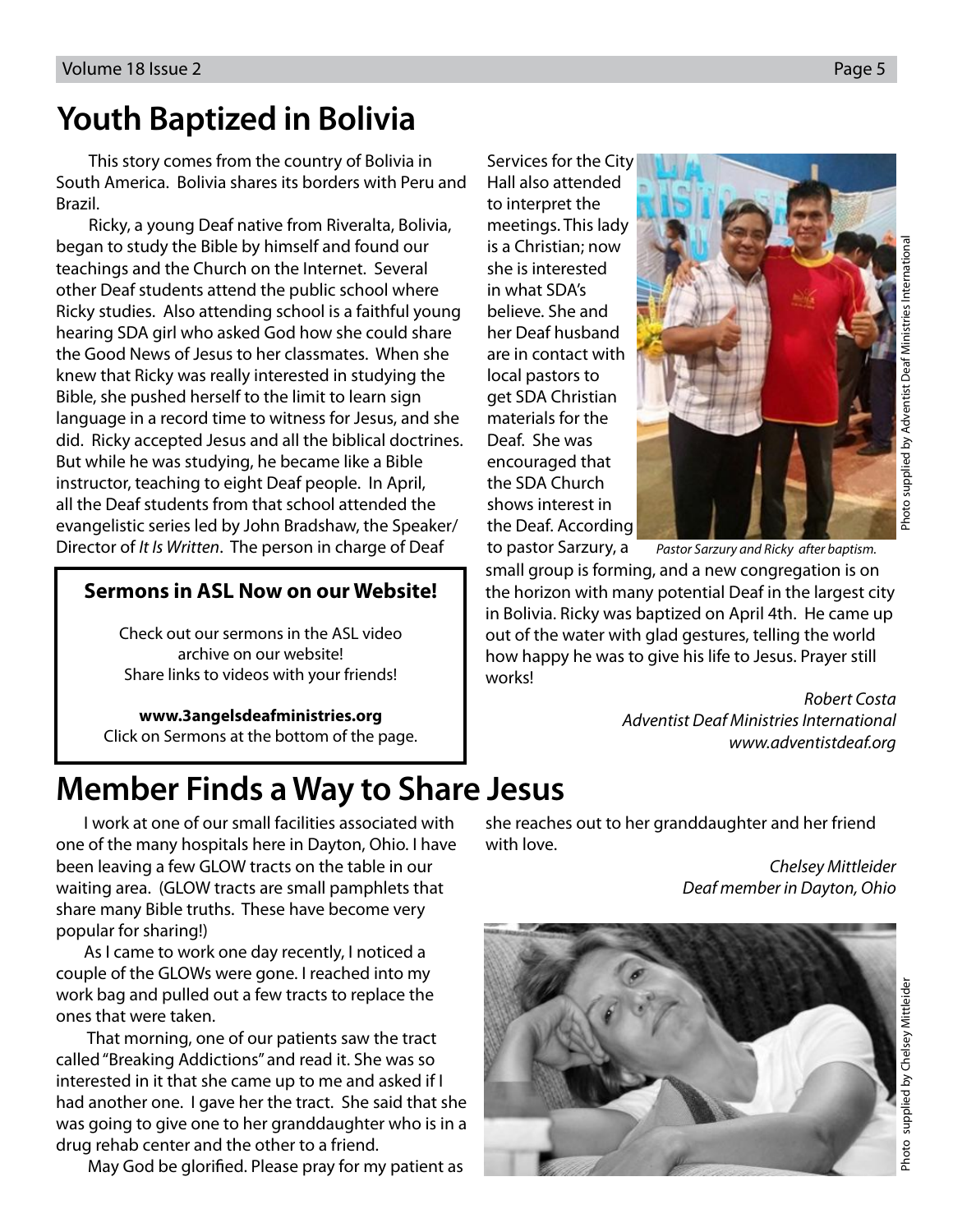# Youth Baptized in Bolivia

This story comes from the country of Bolivia in South America. Bolivia shares its borders with Peru and Brazil.

Ricky, a young Deaf native from Riveralta, Bolivia, began to study the Bible by himself and found our teachings and the Church on the Internet. Several other Deaf students attend the public school where Ricky studies. Also attending school is a faithful young hearing SDA girl who asked God how she could share the Good News of Jesus to her classmates. When she knew that Ricky was really interested in studying the Bible, she pushed herself to the limit to learn sign language in a record time to witness for Jesus, and she did. Ricky accepted Jesus and all the biblical doctrines. But while he was studying, he became like a Bible instructor, teaching to eight Deaf people. In April, all the Deaf students from that school attended the evangelistic series led by John Bradshaw, the Speaker/Director of *It Is Written*. The person in charge of Deaf Services for the City Hall also attended to interpret the meetings. This lady is a Christian; now she is interested in what SDA's believe. She and her Deaf husband are in contact with local pastors to get SDA Christian materials for the Deaf. She was encouraged that the SDA Church shows interest in the Deaf. According to pastor Sarzury, a small group is forming, and a new congregation is on the horizon with many potential Deaf in the largest city in Bolivia. Ricky was baptized on April 4th. He came up out of the water with glad gestures, telling the world how happy he was to give his life to Jesus. Prayer still works!

*Pastor Sarzury and Ricky after baptism.*

Photo supplied by Adventist Deaf Ministries International

*Robert Costa*
*Adventist Deaf Ministries International*
*www.adventistdeaf.org*

**Sermons in ASL Now on our Website!**

Check out our sermons in the ASL video archive on our website!
Share links to videos with your friends!

**www.3angelsdeafministries.org**
Click on Sermons at the bottom of the page.

# Member Finds a Way to Share Jesus

I work at one of our small facilities associated with one of the many hospitals here in Dayton, Ohio. I have been leaving a few GLOW tracts on the table in our waiting area. (GLOW tracts are small pamphlets that share many Bible truths. These have become very popular for sharing!)

As I came to work one day recently, I noticed a couple of the GLOWs were gone. I reached into my work bag and pulled out a few tracts to replace the ones that were taken.

That morning, one of our patients saw the tract called "Breaking Addictions" and read it. She was so interested in it that she came up to me and asked if I had another one. I gave her the tract. She said that she was going to give one to her granddaughter who is in a drug rehab center and the other to a friend.

May God be glorified. Please pray for my patient as she reaches out to her granddaughter and her friend with love.

*Chelsey Mittleider*
*Deaf member in Dayton, Ohio*

Photo supplied by Chelsey Mittleider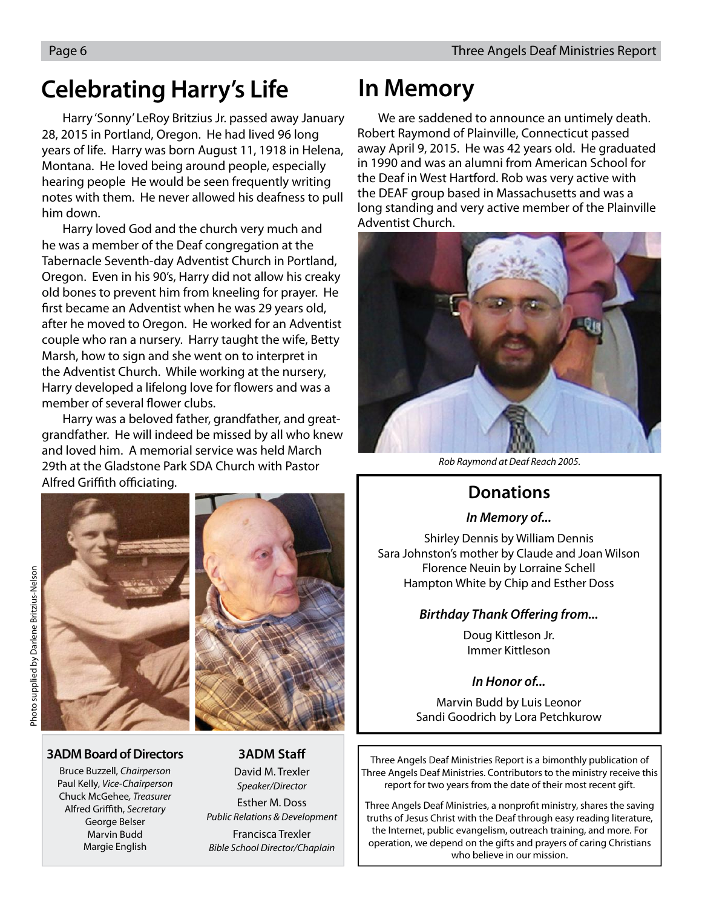## Celebrating Harry's Life

Harry 'Sonny' LeRoy Britzius Jr. passed away January 28, 2015 in Portland, Oregon. He had lived 96 long years of life. Harry was born August 11, 1918 in Helena, Montana. He loved being around people, especially hearing people He would be seen frequently writing notes with them. He never allowed his deafness to pull him down.

Harry loved God and the church very much and he was a member of the Deaf congregation at the Tabernacle Seventh-day Adventist Church in Portland, Oregon. Even in his 90's, Harry did not allow his creaky old bones to prevent him from kneeling for prayer. He first became an Adventist when he was 29 years old, after he moved to Oregon. He worked for an Adventist couple who ran a nursery. Harry taught the wife, Betty Marsh, how to sign and she went on to interpret in the Adventist Church. While working at the nursery, Harry developed a lifelong love for flowers and was a member of several flower clubs.

Harry was a beloved father, grandfather, and great-grandfather. He will indeed be missed by all who knew and loved him. A memorial service was held March 29th at the Gladstone Park SDA Church with Pastor Alfred Griffith officiating.

Photo supplied by Darlene Britzius-Nelson

### 3ADM Board of Directors

Bruce Buzzell, *Chairperson*
Paul Kelly, *Vice-Chairperson*
Chuck McGehee, *Treasurer*
Alfred Griffith, *Secretary*
George Belser
Marvin Budd
Margie English

### 3ADM Staff

David M. Trexler
*Speaker/Director*

Esther M. Doss
*Public Relations & Development*

Francisca Trexler
*Bible School Director/Chaplain*

## In Memory

We are saddened to announce an untimely death. Robert Raymond of Plainville, Connecticut passed away April 9, 2015. He was 42 years old. He graduated in 1990 and was an alumni from American School for the Deaf in West Hartford. Rob was very active with the DEAF group based in Massachusetts and was a long standing and very active member of the Plainville Adventist Church.

*Rob Raymond at Deaf Reach 2005.*

### Donations

***In Memory of...***

Shirley Dennis by William Dennis
Sara Johnston's mother by Claude and Joan Wilson
Florence Neuin by Lorraine Schell
Hampton White by Chip and Esther Doss

***Birthday Thank Offering from...***

Doug Kittleson Jr.
Immer Kittleson

***In Honor of...***

Marvin Budd by Luis Leonor
Sandi Goodrich by Lora Petchkurow

Three Angels Deaf Ministries Report is a bimonthly publication of Three Angels Deaf Ministries. Contributors to the ministry receive this report for two years from the date of their most recent gift.

Three Angels Deaf Ministries, a nonprofit ministry, shares the saving truths of Jesus Christ with the Deaf through easy reading literature, the Internet, public evangelism, outreach training, and more. For operation, we depend on the gifts and prayers of caring Christians who believe in our mission.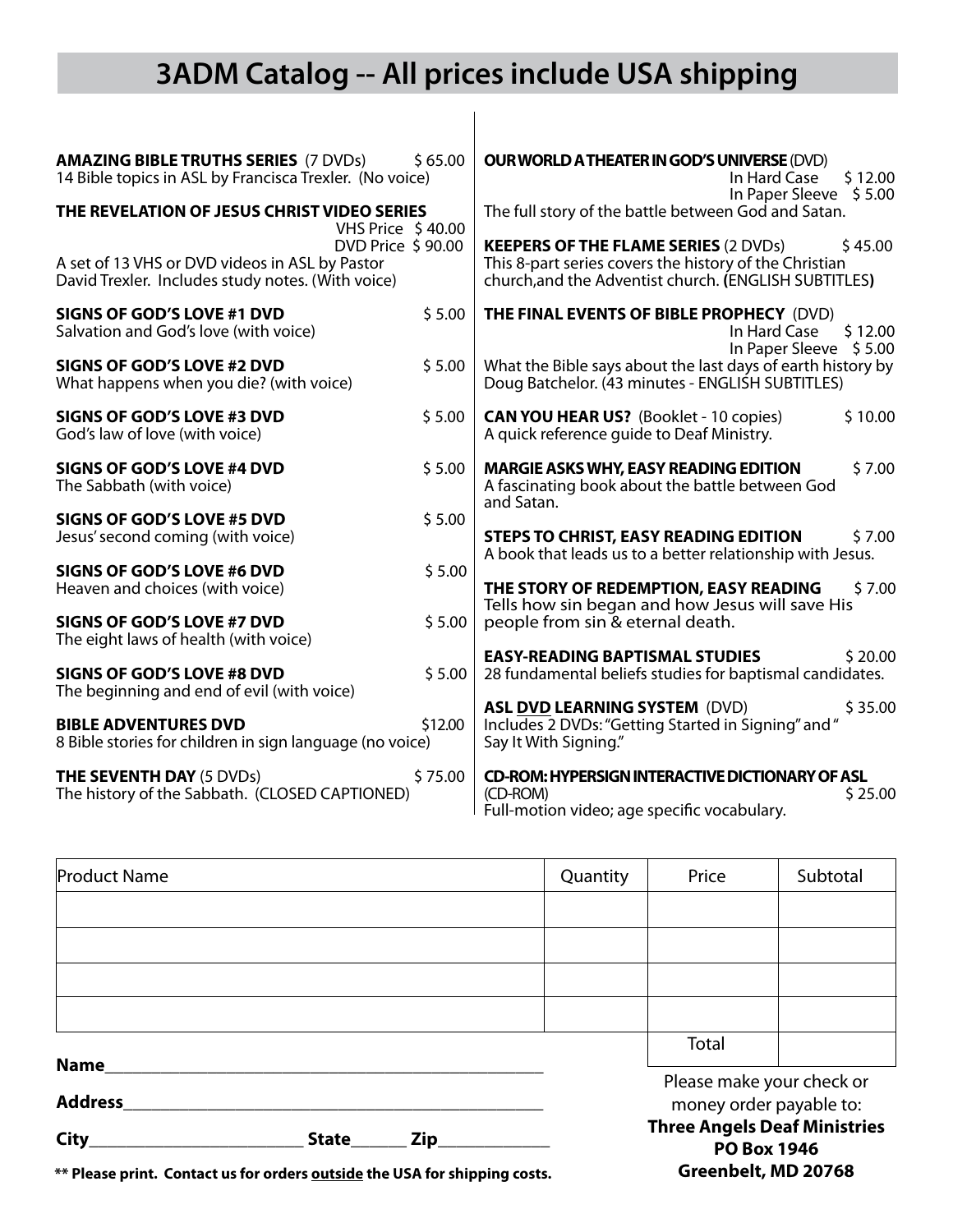# 3ADM Catalog -- All prices include USA shipping

**AMAZING BIBLE TRUTHS SERIES** (7 DVDs) $ 65.00
14 Bible topics in ASL by Francisca Trexler. (No voice)

**THE REVELATION OF JESUS CHRIST VIDEO SERIES**
VHS Price $ 40.00
DVD Price $ 90.00
A set of 13 VHS or DVD videos in ASL by Pastor David Trexler. Includes study notes. (With voice)

**SIGNS OF GOD'S LOVE #1 DVD** $ 5.00
Salvation and God's love (with voice)

**SIGNS OF GOD'S LOVE #2 DVD** $ 5.00
What happens when you die? (with voice)

**SIGNS OF GOD'S LOVE #3 DVD** $ 5.00
God's law of love (with voice)

**SIGNS OF GOD'S LOVE #4 DVD** $ 5.00
The Sabbath (with voice)

**SIGNS OF GOD'S LOVE #5 DVD** $ 5.00
Jesus' second coming (with voice)

**SIGNS OF GOD'S LOVE #6 DVD** $ 5.00
Heaven and choices (with voice)

**SIGNS OF GOD'S LOVE #7 DVD** $ 5.00
The eight laws of health (with voice)

**SIGNS OF GOD'S LOVE #8 DVD** $ 5.00
The beginning and end of evil (with voice)

**BIBLE ADVENTURES DVD** $12.00
8 Bible stories for children in sign language (no voice)

**THE SEVENTH DAY** (5 DVDs) $ 75.00
The history of the Sabbath. (CLOSED CAPTIONED)

**OUR WORLD A THEATER IN GOD'S UNIVERSE** (DVD)
In Hard Case $ 12.00
In Paper Sleeve $ 5.00
The full story of the battle between God and Satan.

**KEEPERS OF THE FLAME SERIES** (2 DVDs) $ 45.00
This 8-part series covers the history of the Christian church,and the Adventist church. (ENGLISH SUBTITLES)

**THE FINAL EVENTS OF BIBLE PROPHECY** (DVD)
In Hard Case $ 12.00
In Paper Sleeve $ 5.00
What the Bible says about the last days of earth history by Doug Batchelor. (43 minutes - ENGLISH SUBTITLES)

**CAN YOU HEAR US?** (Booklet - 10 copies) $ 10.00
A quick reference guide to Deaf Ministry.

**MARGIE ASKS WHY, EASY READING EDITION** $ 7.00
A fascinating book about the battle between God and Satan.

**STEPS TO CHRIST, EASY READING EDITION** $ 7.00
A book that leads us to a better relationship with Jesus.

**THE STORY OF REDEMPTION, EASY READING** $ 7.00
Tells how sin began and how Jesus will save His people from sin & eternal death.

**EASY-READING BAPTISMAL STUDIES** $ 20.00
28 fundamental beliefs studies for baptismal candidates.

**ASL DVD LEARNING SYSTEM** (DVD) $ 35.00
Includes 2 DVDs: "Getting Started in Signing" and "Say It With Signing."

**CD-ROM: HYPERSIGN INTERACTIVE DICTIONARY OF ASL**
(CD-ROM) $ 25.00
Full-motion video; age specific vocabulary.

| Product Name | Quantity | Price | Subtotal |
|---|---|---|---|
| | | | |
| | | | |
| | | | |
| | | | |
| | | Total | |

**Name**\_\_\_\_\_\_\_\_\_\_\_\_\_\_\_\_\_\_\_\_\_\_\_\_\_\_\_\_\_\_\_\_\_\_\_\_\_\_\_\_

**Address**\_\_\_\_\_\_\_\_\_\_\_\_\_\_\_\_\_\_\_\_\_\_\_\_\_\_\_\_\_\_\_\_\_\_\_\_\_\_

**City**\_\_\_\_\_\_\_\_\_\_\_\_\_\_\_\_\_\_\_\_ **State**\_\_\_\_\_\_ **Zip**\_\_\_\_\_\_\_\_\_\_

**\*\* Please print. Contact us for orders outside the USA for shipping costs.**

Please make your check or money order payable to:
**Three Angels Deaf Ministries**
**PO Box 1946**
**Greenbelt, MD 20768**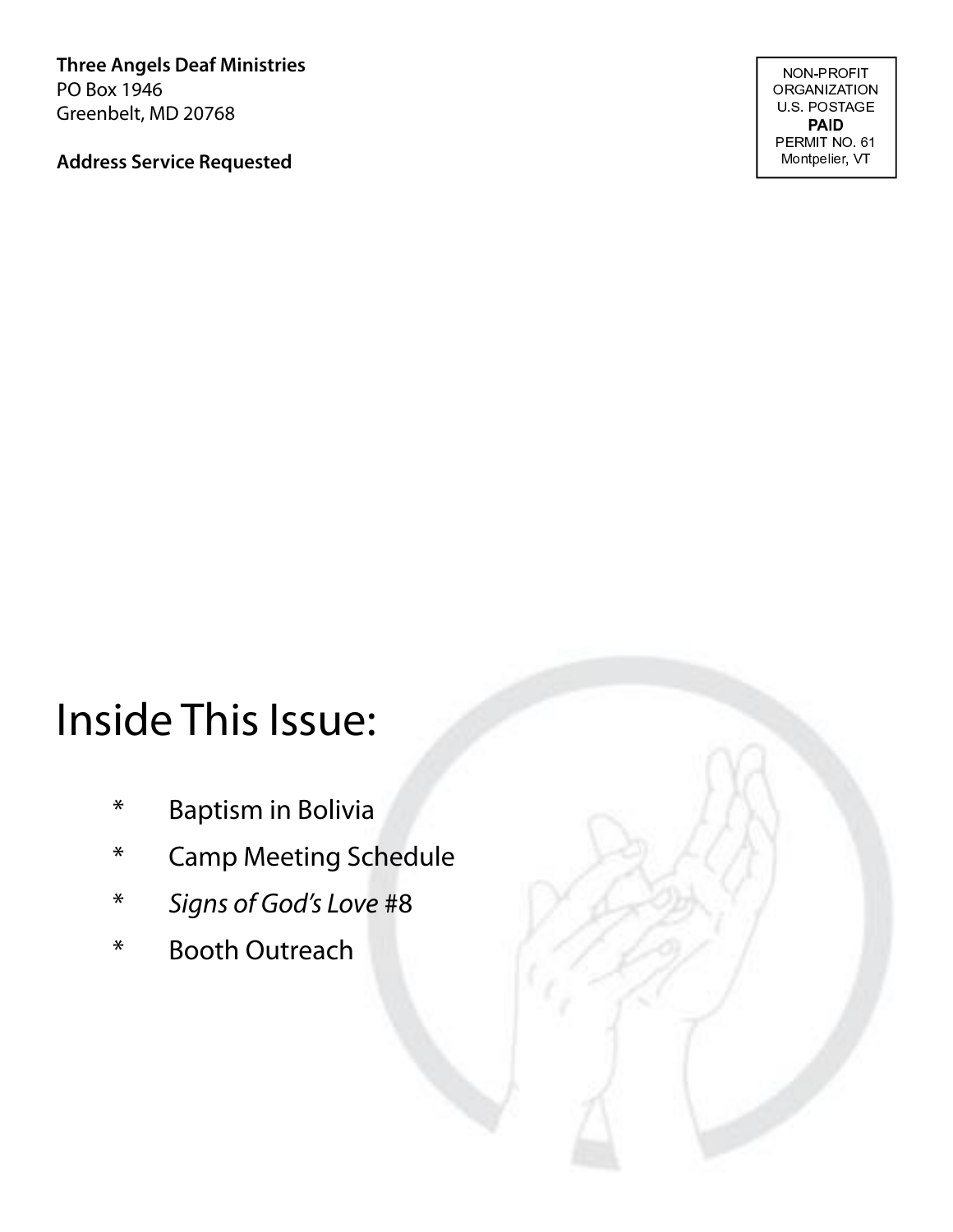**Three Angels Deaf Ministries**
PO Box 1946
Greenbelt, MD 20768

**Address Service Requested**

NON-PROFIT
ORGANIZATION
U.S. POSTAGE
**PAID**
PERMIT NO. 61
Montpelier, VT

# Inside This Issue:

* Baptism in Bolivia
* Camp Meeting Schedule
* *Signs of God's Love* #8
* Booth Outreach